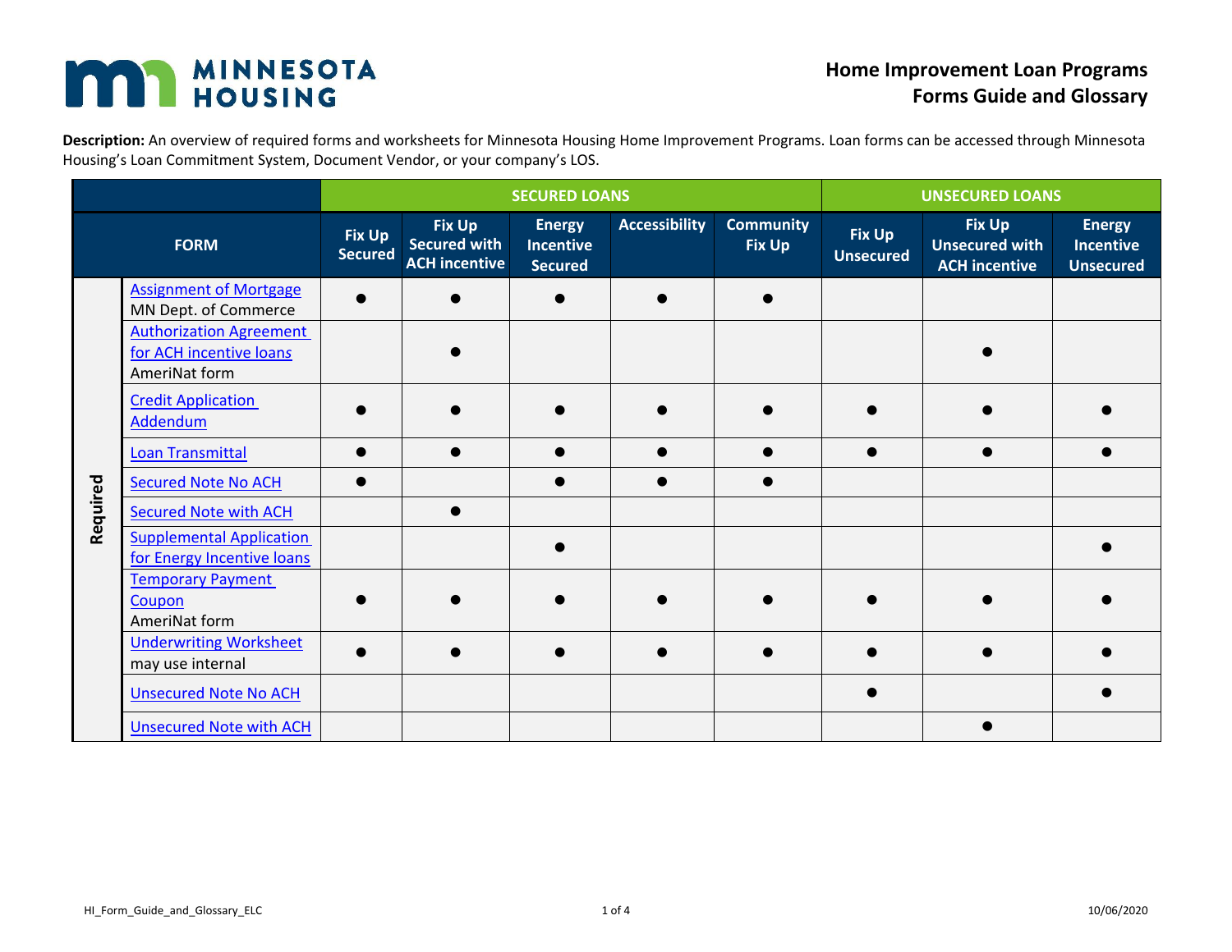MINNESOTA HOUSING

# Home Improvement Loan Programs Forms Guide and Glossary

**Description:** An overview of required forms and worksheets for Minnesota Housing Home Improvement Programs. Loan forms can be accessed through Minnesota Housing's Loan Commitment System, Document Vendor, or your company's LOS.

| | | SECURED LOANS | | | | | UNSECURED LOANS | | |
|---|---|---|---|---|---|---|---|---|---|
| | FORM | Fix Up Secured | Fix Up Secured with ACH incentive | Energy Incentive Secured | Accessibility | Community Fix Up | Fix Up Unsecured | Fix Up Unsecured with ACH incentive | Energy Incentive Unsecured |
| Required | Assignment of Mortgage MN Dept. of Commerce | ● | ● | ● | ● | ● | | | |
| Required | Authorization Agreement for ACH incentive loans AmeriNat form | | ● | | | | | ● | |
| Required | Credit Application Addendum | ● | ● | ● | ● | ● | ● | ● | ● |
| Required | Loan Transmittal | ● | ● | ● | ● | ● | ● | ● | ● |
| Required | Secured Note No ACH | ● | | ● | ● | ● | | | |
| Required | Secured Note with ACH | | ● | | | | | | |
| Required | Supplemental Application for Energy Incentive loans | | | ● | | | | | ● |
| Required | Temporary Payment Coupon AmeriNat form | ● | ● | ● | ● | ● | ● | ● | ● |
| Required | Underwriting Worksheet may use internal | ● | ● | ● | ● | ● | ● | ● | ● |
| Required | Unsecured Note No ACH | | | | | | ● | | ● |
| Required | Unsecured Note with ACH | | | | | | | ● | |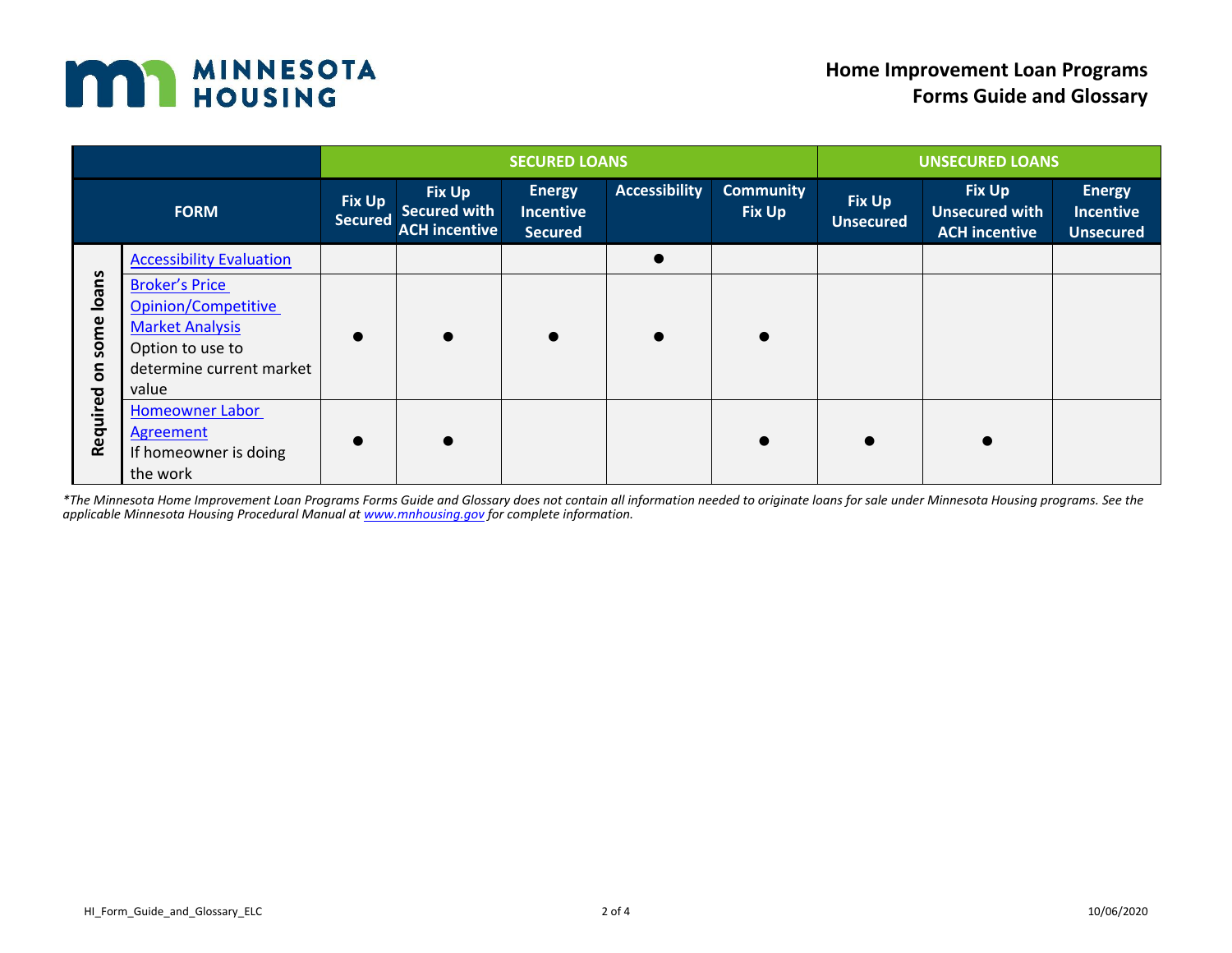# Home Improvement Loan Programs Forms Guide and Glossary

| | FORM | SECURED LOANS | | | | | UNSECURED LOANS | | |
|---|---|---|---|---|---|---|---|---|---|
| | | Fix Up Secured | Fix Up Secured with ACH incentive | Energy Incentive Secured | Accessibility | Community Fix Up | Fix Up Unsecured | Fix Up Unsecured with ACH incentive | Energy Incentive Unsecured |
| Required on some loans | Accessibility Evaluation | | | | ● | | | | |
| | Broker's Price Opinion/Competitive Market Analysis Option to use to determine current market value | ● | ● | ● | ● | ● | | | |
| | Homeowner Labor Agreement If homeowner is doing the work | ● | ● | | | ● | ● | ● | |

*\*The Minnesota Home Improvement Loan Programs Forms Guide and Glossary does not contain all information needed to originate loans for sale under Minnesota Housing programs. See the applicable Minnesota Housing Procedural Manual at www.mnhousing.gov for complete information.*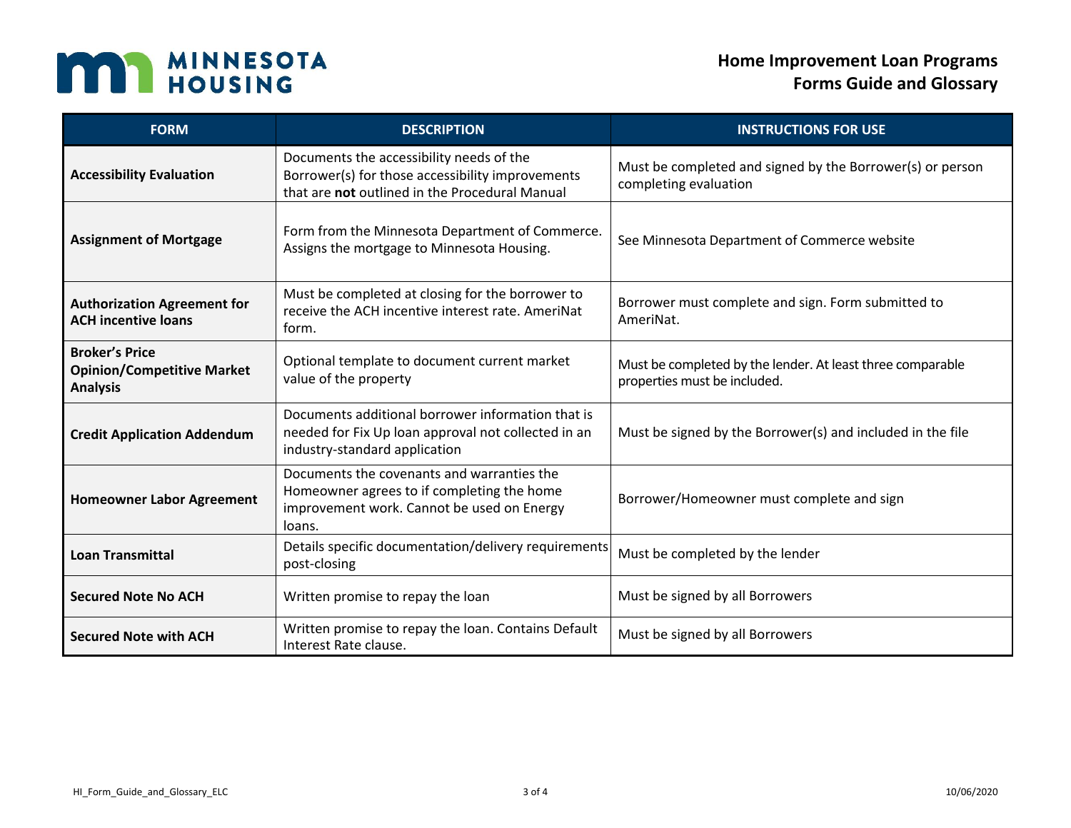| FORM | DESCRIPTION | INSTRUCTIONS FOR USE |
| --- | --- | --- |
| **Accessibility Evaluation** | Documents the accessibility needs of the Borrower(s) for those accessibility improvements that are **not** outlined in the Procedural Manual | Must be completed and signed by the Borrower(s) or person completing evaluation |
| **Assignment of Mortgage** | Form from the Minnesota Department of Commerce. Assigns the mortgage to Minnesota Housing. | See Minnesota Department of Commerce website |
| **Authorization Agreement for ACH incentive loans** | Must be completed at closing for the borrower to receive the ACH incentive interest rate. AmeriNat form. | Borrower must complete and sign. Form submitted to AmeriNat. |
| **Broker's Price Opinion/Competitive Market Analysis** | Optional template to document current market value of the property | Must be completed by the lender. At least three comparable properties must be included. |
| **Credit Application Addendum** | Documents additional borrower information that is needed for Fix Up loan approval not collected in an industry-standard application | Must be signed by the Borrower(s) and included in the file |
| **Homeowner Labor Agreement** | Documents the covenants and warranties the Homeowner agrees to if completing the home improvement work. Cannot be used on Energy loans. | Borrower/Homeowner must complete and sign |
| **Loan Transmittal** | Details specific documentation/delivery requirements post-closing | Must be completed by the lender |
| **Secured Note No ACH** | Written promise to repay the loan | Must be signed by all Borrowers |
| **Secured Note with ACH** | Written promise to repay the loan. Contains Default Interest Rate clause. | Must be signed by all Borrowers |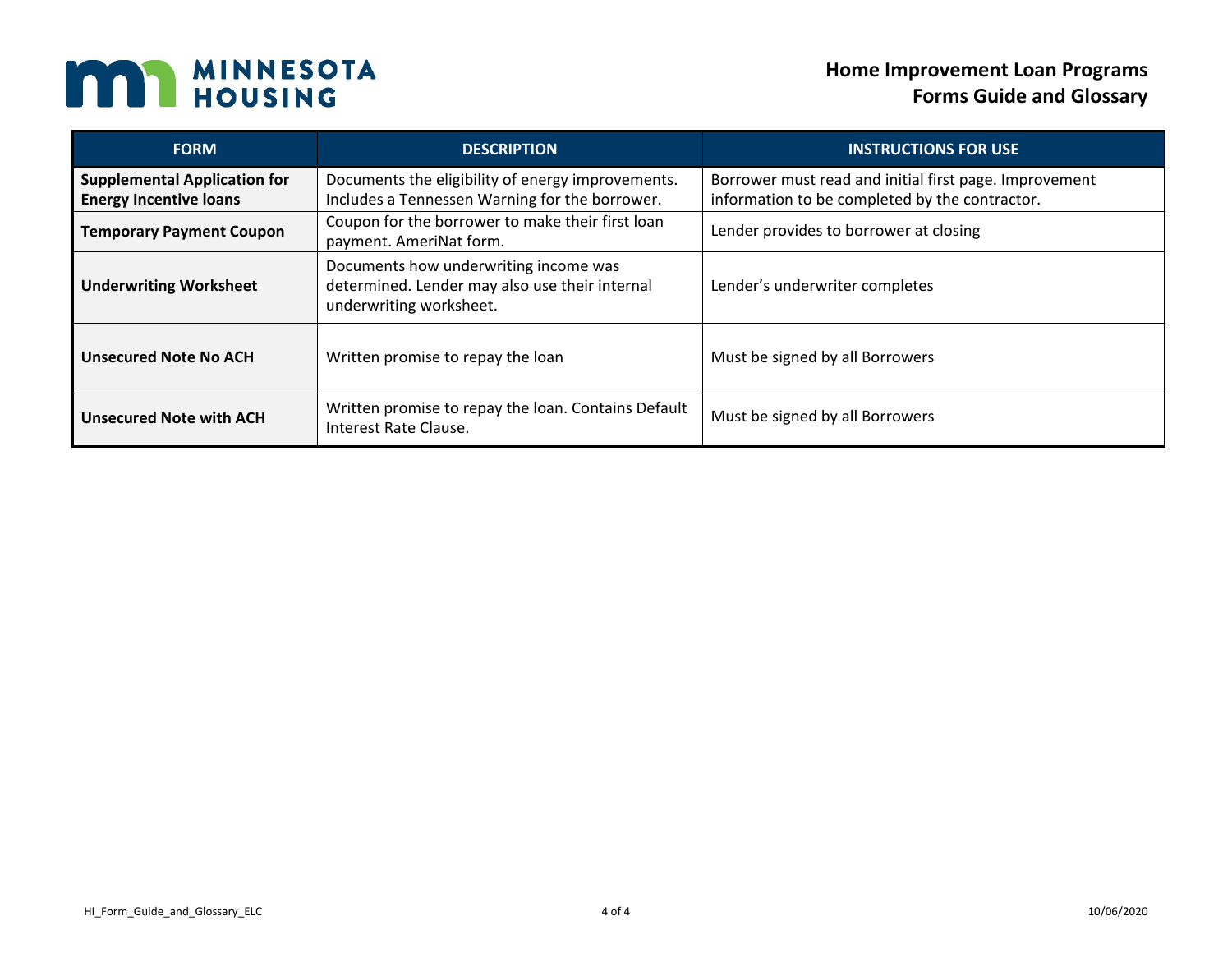| FORM | DESCRIPTION | INSTRUCTIONS FOR USE |
| --- | --- | --- |
| **Supplemental Application for Energy Incentive loans** | Documents the eligibility of energy improvements. Includes a Tennessen Warning for the borrower. | Borrower must read and initial first page. Improvement information to be completed by the contractor. |
| **Temporary Payment Coupon** | Coupon for the borrower to make their first loan payment. AmeriNat form. | Lender provides to borrower at closing |
| **Underwriting Worksheet** | Documents how underwriting income was determined. Lender may also use their internal underwriting worksheet. | Lender's underwriter completes |
| **Unsecured Note No ACH** | Written promise to repay the loan | Must be signed by all Borrowers |
| **Unsecured Note with ACH** | Written promise to repay the loan. Contains Default Interest Rate Clause. | Must be signed by all Borrowers |